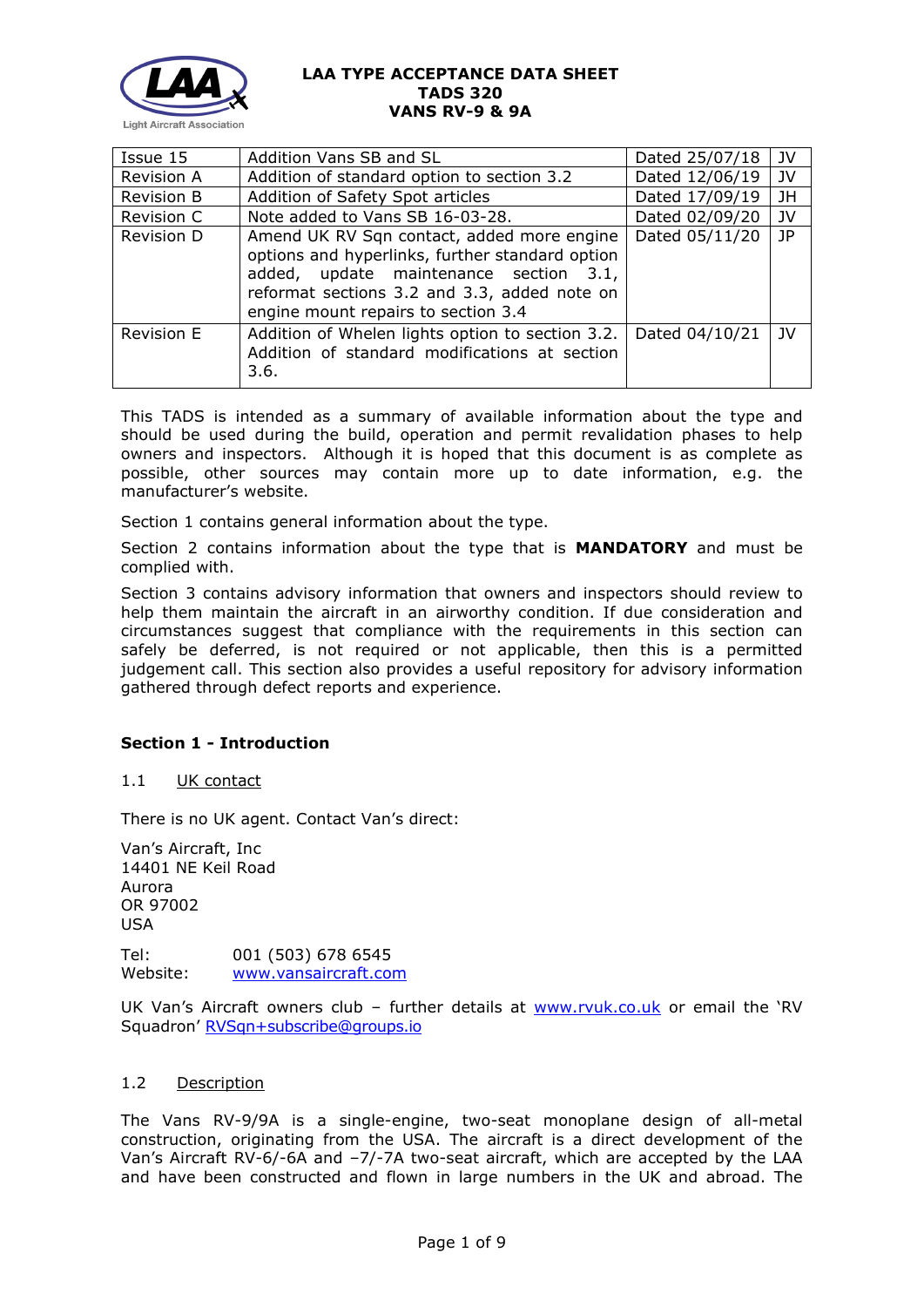# LAA TYPE ACCEPTANCE DATA SHEET
## TADS 320
## VANS RV-9 & 9A

| Issue 15 | Addition Vans SB and SL | Dated 25/07/18 | JV |
|---|---|---|---|
| Revision A | Addition of standard option to section 3.2 | Dated 12/06/19 | JV |
| Revision B | Addition of Safety Spot articles | Dated 17/09/19 | JH |
| Revision C | Note added to Vans SB 16-03-28. | Dated 02/09/20 | JV |
| Revision D | Amend UK RV Sqn contact, added more engine options and hyperlinks, further standard option added, update maintenance section 3.1, reformat sections 3.2 and 3.3, added note on engine mount repairs to section 3.4 | Dated 05/11/20 | JP |
| Revision E | Addition of Whelen lights option to section 3.2. Addition of standard modifications at section 3.6. | Dated 04/10/21 | JV |

This TADS is intended as a summary of available information about the type and should be used during the build, operation and permit revalidation phases to help owners and inspectors. Although it is hoped that this document is as complete as possible, other sources may contain more up to date information, e.g. the manufacturer's website.

Section 1 contains general information about the type.

Section 2 contains information about the type that is **MANDATORY** and must be complied with.

Section 3 contains advisory information that owners and inspectors should review to help them maintain the aircraft in an airworthy condition. If due consideration and circumstances suggest that compliance with the requirements in this section can safely be deferred, is not required or not applicable, then this is a permitted judgement call. This section also provides a useful repository for advisory information gathered through defect reports and experience.

### Section 1 - Introduction

1.1 UK contact

There is no UK agent. Contact Van's direct:

Van's Aircraft, Inc
14401 NE Keil Road
Aurora
OR 97002
USA

Tel: 001 (503) 678 6545
Website: www.vansaircraft.com

UK Van's Aircraft owners club – further details at www.rvuk.co.uk or email the 'RV Squadron' RVSqn+subscribe@groups.io

1.2 Description

The Vans RV-9/9A is a single-engine, two-seat monoplane design of all-metal construction, originating from the USA. The aircraft is a direct development of the Van's Aircraft RV-6/-6A and –7/-7A two-seat aircraft, which are accepted by the LAA and have been constructed and flown in large numbers in the UK and abroad. The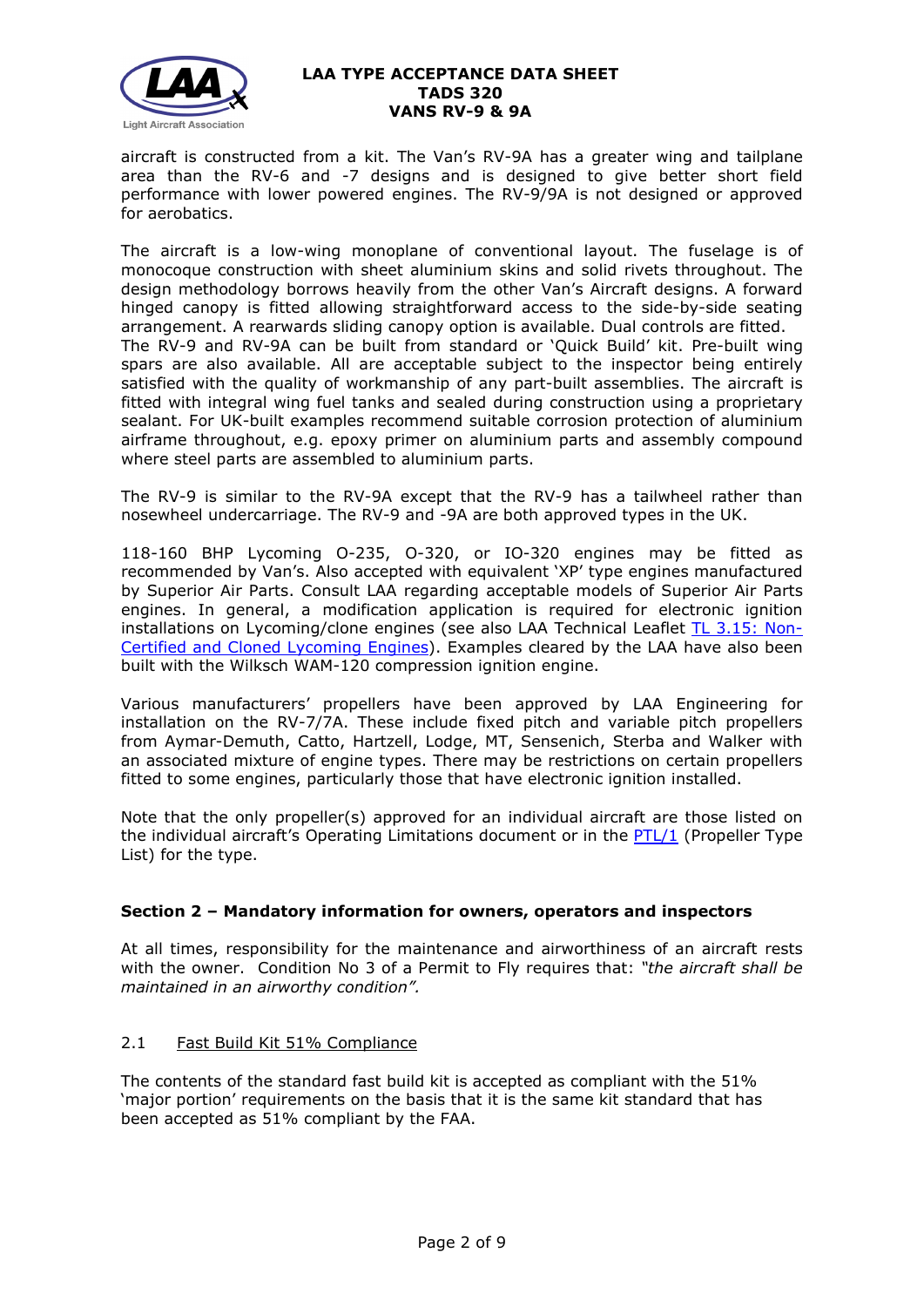aircraft is constructed from a kit. The Van's RV-9A has a greater wing and tailplane area than the RV-6 and -7 designs and is designed to give better short field performance with lower powered engines. The RV-9/9A is not designed or approved for aerobatics.

The aircraft is a low-wing monoplane of conventional layout. The fuselage is of monocoque construction with sheet aluminium skins and solid rivets throughout. The design methodology borrows heavily from the other Van's Aircraft designs. A forward hinged canopy is fitted allowing straightforward access to the side-by-side seating arrangement. A rearwards sliding canopy option is available. Dual controls are fitted. The RV-9 and RV-9A can be built from standard or 'Quick Build' kit. Pre-built wing spars are also available. All are acceptable subject to the inspector being entirely satisfied with the quality of workmanship of any part-built assemblies. The aircraft is fitted with integral wing fuel tanks and sealed during construction using a proprietary sealant. For UK-built examples recommend suitable corrosion protection of aluminium airframe throughout, e.g. epoxy primer on aluminium parts and assembly compound where steel parts are assembled to aluminium parts.

The RV-9 is similar to the RV-9A except that the RV-9 has a tailwheel rather than nosewheel undercarriage. The RV-9 and -9A are both approved types in the UK.

118-160 BHP Lycoming O-235, O-320, or IO-320 engines may be fitted as recommended by Van's. Also accepted with equivalent 'XP' type engines manufactured by Superior Air Parts. Consult LAA regarding acceptable models of Superior Air Parts engines. In general, a modification application is required for electronic ignition installations on Lycoming/clone engines (see also LAA Technical Leaflet [TL 3.15: Non-Certified and Cloned Lycoming Engines](#)). Examples cleared by the LAA have also been built with the Wilksch WAM-120 compression ignition engine.

Various manufacturers' propellers have been approved by LAA Engineering for installation on the RV-7/7A. These include fixed pitch and variable pitch propellers from Aymar-Demuth, Catto, Hartzell, Lodge, MT, Sensenich, Sterba and Walker with an associated mixture of engine types. There may be restrictions on certain propellers fitted to some engines, particularly those that have electronic ignition installed.

Note that the only propeller(s) approved for an individual aircraft are those listed on the individual aircraft's Operating Limitations document or in the [PTL/1](#) (Propeller Type List) for the type.

## Section 2 – Mandatory information for owners, operators and inspectors

At all times, responsibility for the maintenance and airworthiness of an aircraft rests with the owner. Condition No 3 of a Permit to Fly requires that: *"the aircraft shall be maintained in an airworthy condition".*

### 2.1 Fast Build Kit 51% Compliance

The contents of the standard fast build kit is accepted as compliant with the 51% 'major portion' requirements on the basis that it is the same kit standard that has been accepted as 51% compliant by the FAA.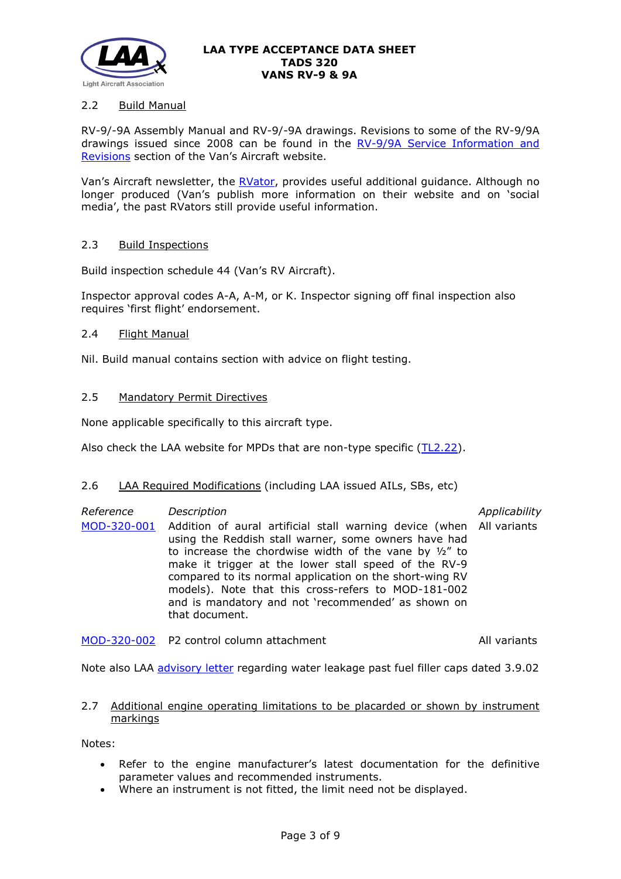### 2.2 Build Manual

RV-9/-9A Assembly Manual and RV-9/-9A drawings. Revisions to some of the RV-9/9A drawings issued since 2008 can be found in the RV-9/9A Service Information and Revisions section of the Van's Aircraft website.

Van's Aircraft newsletter, the RVator, provides useful additional guidance. Although no longer produced (Van's publish more information on their website and on 'social media', the past RVators still provide useful information.

### 2.3 Build Inspections

Build inspection schedule 44 (Van's RV Aircraft).

Inspector approval codes A-A, A-M, or K. Inspector signing off final inspection also requires 'first flight' endorsement.

### 2.4 Flight Manual

Nil. Build manual contains section with advice on flight testing.

### 2.5 Mandatory Permit Directives

None applicable specifically to this aircraft type.

Also check the LAA website for MPDs that are non-type specific (TL2.22).

### 2.6 LAA Required Modifications (including LAA issued AILs, SBs, etc)

| *Reference* | *Description* | *Applicability* |
|---|---|---|
| MOD-320-001 | Addition of aural artificial stall warning device (when using the Reddish stall warner, some owners have had to increase the chordwise width of the vane by ½" to make it trigger at the lower stall speed of the RV-9 compared to its normal application on the short-wing RV models). Note that this cross-refers to MOD-181-002 and is mandatory and not 'recommended' as shown on that document. | All variants |
| MOD-320-002 | P2 control column attachment | All variants |

Note also LAA advisory letter regarding water leakage past fuel filler caps dated 3.9.02

### 2.7 Additional engine operating limitations to be placarded or shown by instrument markings

Notes:

- Refer to the engine manufacturer's latest documentation for the definitive parameter values and recommended instruments.
- Where an instrument is not fitted, the limit need not be displayed.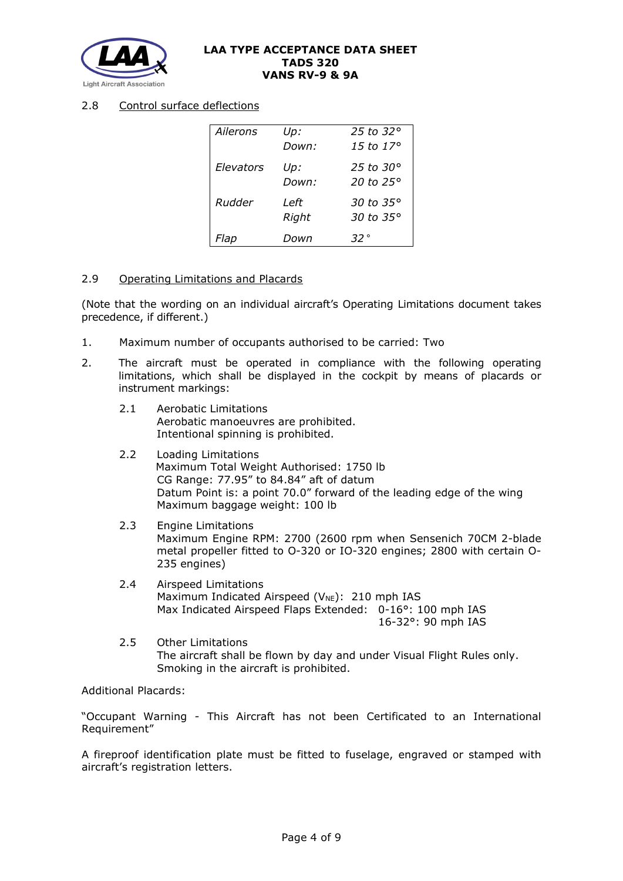### 2.8 Control surface deflections

| | | |
|---|---|---|
| *Ailerons* | *Up:* | *25 to 32°* |
| | *Down:* | *15 to 17°* |
| *Elevators* | *Up:* | *25 to 30°* |
| | *Down:* | *20 to 25°* |
| *Rudder* | *Left* | *30 to 35°* |
| | *Right* | *30 to 35°* |
| *Flap* | *Down* | *32°* |

### 2.9 Operating Limitations and Placards

(Note that the wording on an individual aircraft's Operating Limitations document takes precedence, if different.)

1. Maximum number of occupants authorised to be carried: Two

2. The aircraft must be operated in compliance with the following operating limitations, which shall be displayed in the cockpit by means of placards or instrument markings:

   2.1 Aerobatic Limitations
   Aerobatic manoeuvres are prohibited.
   Intentional spinning is prohibited.

   2.2 Loading Limitations
   Maximum Total Weight Authorised: 1750 lb
   CG Range: 77.95" to 84.84" aft of datum
   Datum Point is: a point 70.0" forward of the leading edge of the wing
   Maximum baggage weight: 100 lb

   2.3 Engine Limitations
   Maximum Engine RPM: 2700 (2600 rpm when Sensenich 70CM 2-blade metal propeller fitted to O-320 or IO-320 engines; 2800 with certain O-235 engines)

   2.4 Airspeed Limitations
   Maximum Indicated Airspeed ($V_{NE}$): 210 mph IAS
   Max Indicated Airspeed Flaps Extended: 0-16°: 100 mph IAS
   16-32°: 90 mph IAS

   2.5 Other Limitations
   The aircraft shall be flown by day and under Visual Flight Rules only.
   Smoking in the aircraft is prohibited.

Additional Placards:

"Occupant Warning - This Aircraft has not been Certificated to an International Requirement"

A fireproof identification plate must be fitted to fuselage, engraved or stamped with aircraft's registration letters.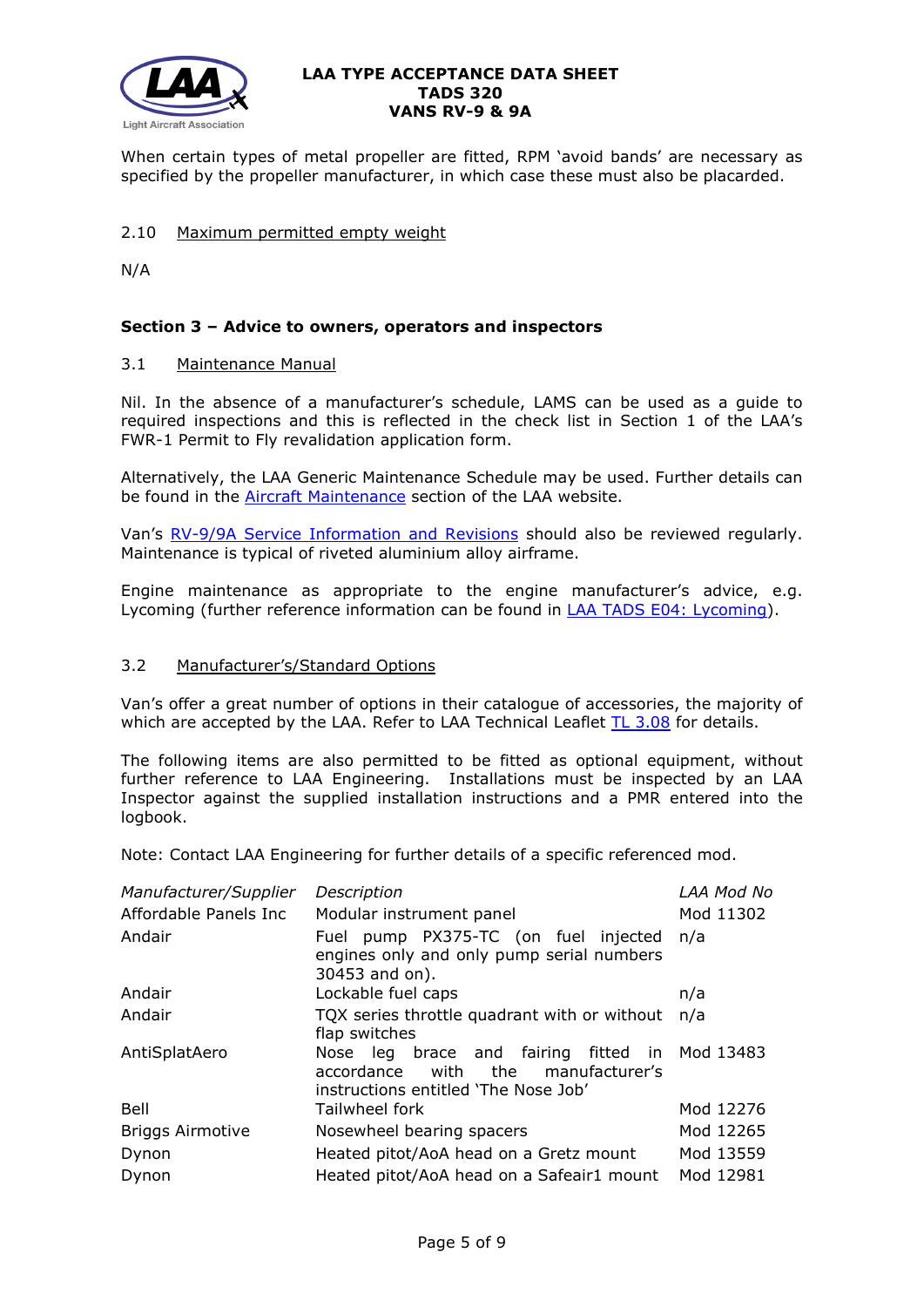When certain types of metal propeller are fitted, RPM 'avoid bands' are necessary as specified by the propeller manufacturer, in which case these must also be placarded.

### 2.10 Maximum permitted empty weight

N/A

## Section 3 – Advice to owners, operators and inspectors

### 3.1 Maintenance Manual

Nil. In the absence of a manufacturer's schedule, LAMS can be used as a guide to required inspections and this is reflected in the check list in Section 1 of the LAA's FWR-1 Permit to Fly revalidation application form.

Alternatively, the LAA Generic Maintenance Schedule may be used. Further details can be found in the Aircraft Maintenance section of the LAA website.

Van's RV-9/9A Service Information and Revisions should also be reviewed regularly. Maintenance is typical of riveted aluminium alloy airframe.

Engine maintenance as appropriate to the engine manufacturer's advice, e.g. Lycoming (further reference information can be found in LAA TADS E04: Lycoming).

### 3.2 Manufacturer's/Standard Options

Van's offer a great number of options in their catalogue of accessories, the majority of which are accepted by the LAA. Refer to LAA Technical Leaflet TL 3.08 for details.

The following items are also permitted to be fitted as optional equipment, without further reference to LAA Engineering. Installations must be inspected by an LAA Inspector against the supplied installation instructions and a PMR entered into the logbook.

Note: Contact LAA Engineering for further details of a specific referenced mod.

| *Manufacturer/Supplier* | *Description* | *LAA Mod No* |
|---|---|---|
| Affordable Panels Inc | Modular instrument panel | Mod 11302 |
| Andair | Fuel pump PX375-TC (on fuel injected engines only and only pump serial numbers 30453 and on). | n/a |
| Andair | Lockable fuel caps | n/a |
| Andair | TQX series throttle quadrant with or without flap switches | n/a |
| AntiSplatAero | Nose leg brace and fairing fitted in accordance with the manufacturer's instructions entitled 'The Nose Job' | Mod 13483 |
| Bell | Tailwheel fork | Mod 12276 |
| Briggs Airmotive | Nosewheel bearing spacers | Mod 12265 |
| Dynon | Heated pitot/AoA head on a Gretz mount | Mod 13559 |
| Dynon | Heated pitot/AoA head on a Safeair1 mount | Mod 12981 |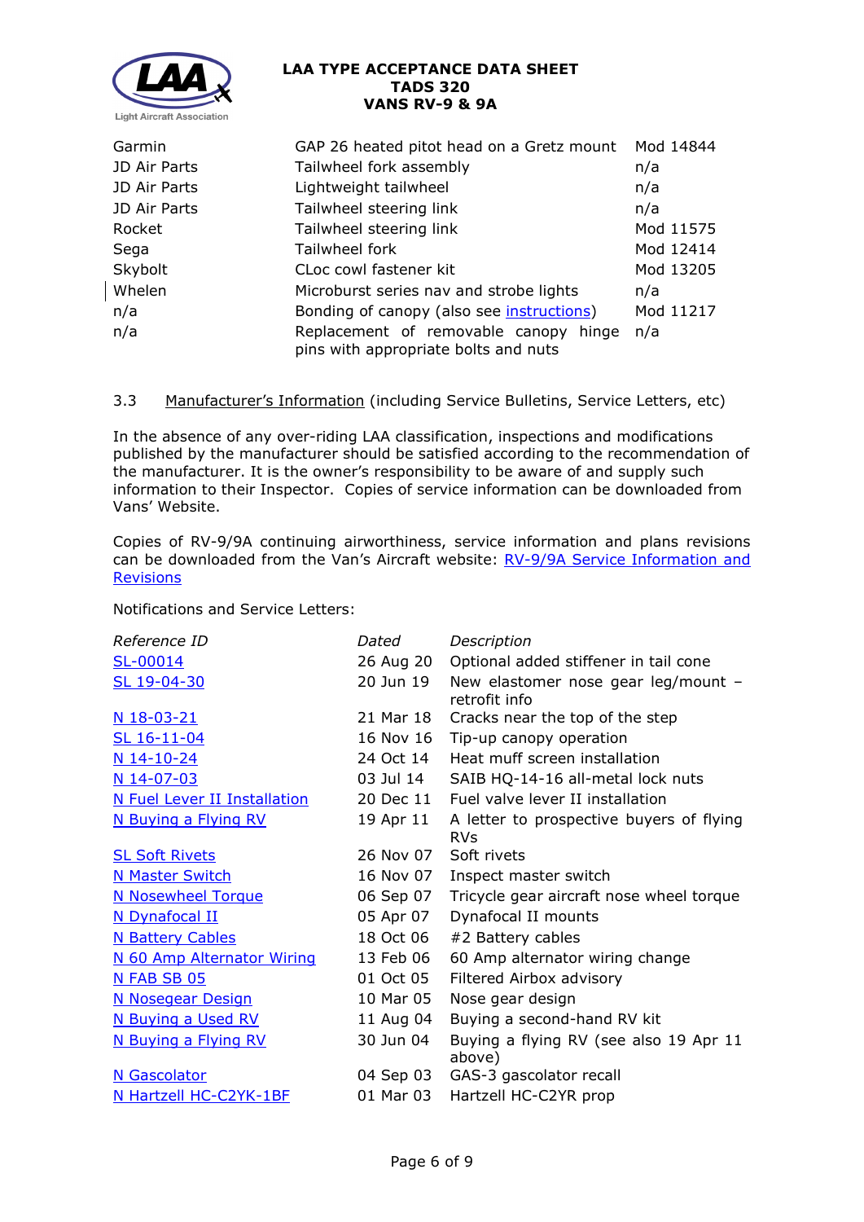| | | |
|---|---|---|
| Garmin | GAP 26 heated pitot head on a Gretz mount | Mod 14844 |
| JD Air Parts | Tailwheel fork assembly | n/a |
| JD Air Parts | Lightweight tailwheel | n/a |
| JD Air Parts | Tailwheel steering link | n/a |
| Rocket | Tailwheel steering link | Mod 11575 |
| Sega | Tailwheel fork | Mod 12414 |
| Skybolt | CLoc cowl fastener kit | Mod 13205 |
| Whelen | Microburst series nav and strobe lights | n/a |
| n/a | Bonding of canopy (also see instructions) | Mod 11217 |
| n/a | Replacement of removable canopy hinge pins with appropriate bolts and nuts | n/a |

3.3 Manufacturer's Information (including Service Bulletins, Service Letters, etc)

In the absence of any over-riding LAA classification, inspections and modifications published by the manufacturer should be satisfied according to the recommendation of the manufacturer. It is the owner's responsibility to be aware of and supply such information to their Inspector. Copies of service information can be downloaded from Vans' Website.

Copies of RV-9/9A continuing airworthiness, service information and plans revisions can be downloaded from the Van's Aircraft website: RV-9/9A Service Information and Revisions

Notifications and Service Letters:

| *Reference ID* | *Dated* | *Description* |
|---|---|---|
| SL-00014 | 26 Aug 20 | Optional added stiffener in tail cone |
| SL 19-04-30 | 20 Jun 19 | New elastomer nose gear leg/mount – retrofit info |
| N 18-03-21 | 21 Mar 18 | Cracks near the top of the step |
| SL 16-11-04 | 16 Nov 16 | Tip-up canopy operation |
| N 14-10-24 | 24 Oct 14 | Heat muff screen installation |
| N 14-07-03 | 03 Jul 14 | SAIB HQ-14-16 all-metal lock nuts |
| N Fuel Lever II Installation | 20 Dec 11 | Fuel valve lever II installation |
| N Buying a Flying RV | 19 Apr 11 | A letter to prospective buyers of flying RVs |
| SL Soft Rivets | 26 Nov 07 | Soft rivets |
| N Master Switch | 16 Nov 07 | Inspect master switch |
| N Nosewheel Torque | 06 Sep 07 | Tricycle gear aircraft nose wheel torque |
| N Dynafocal II | 05 Apr 07 | Dynafocal II mounts |
| N Battery Cables | 18 Oct 06 | #2 Battery cables |
| N 60 Amp Alternator Wiring | 13 Feb 06 | 60 Amp alternator wiring change |
| N FAB SB 05 | 01 Oct 05 | Filtered Airbox advisory |
| N Nosegear Design | 10 Mar 05 | Nose gear design |
| N Buying a Used RV | 11 Aug 04 | Buying a second-hand RV kit |
| N Buying a Flying RV | 30 Jun 04 | Buying a flying RV (see also 19 Apr 11 above) |
| N Gascolator | 04 Sep 03 | GAS-3 gascolator recall |
| N Hartzell HC-C2YK-1BF | 01 Mar 03 | Hartzell HC-C2YR prop |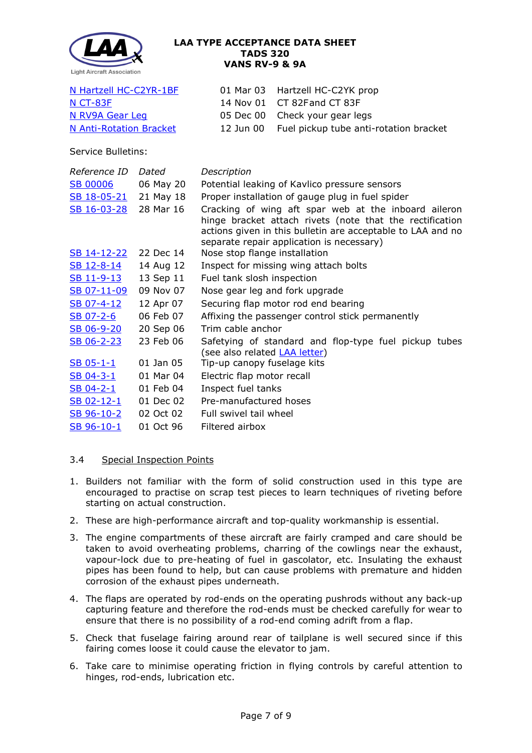| | | |
|---|---|---|
| N Hartzell HC-C2YR-1BF | 01 Mar 03 | Hartzell HC-C2YK prop |
| N CT-83F | 14 Nov 01 | CT 82Fand CT 83F |
| N RV9A Gear Leg | 05 Dec 00 | Check your gear legs |
| N Anti-Rotation Bracket | 12 Jun 00 | Fuel pickup tube anti-rotation bracket |

Service Bulletins:

| *Reference ID* | *Dated* | *Description* |
|---|---|---|
| SB 00006 | 06 May 20 | Potential leaking of Kavlico pressure sensors |
| SB 18-05-21 | 21 May 18 | Proper installation of gauge plug in fuel spider |
| SB 16-03-28 | 28 Mar 16 | Cracking of wing aft spar web at the inboard aileron hinge bracket attach rivets (note that the rectification actions given in this bulletin are acceptable to LAA and no separate repair application is necessary) |
| SB 14-12-22 | 22 Dec 14 | Nose stop flange installation |
| SB 12-8-14 | 14 Aug 12 | Inspect for missing wing attach bolts |
| SB 11-9-13 | 13 Sep 11 | Fuel tank slosh inspection |
| SB 07-11-09 | 09 Nov 07 | Nose gear leg and fork upgrade |
| SB 07-4-12 | 12 Apr 07 | Securing flap motor rod end bearing |
| SB 07-2-6 | 06 Feb 07 | Affixing the passenger control stick permanently |
| SB 06-9-20 | 20 Sep 06 | Trim cable anchor |
| SB 06-2-23 | 23 Feb 06 | Safetying of standard and flop-type fuel pickup tubes (see also related LAA letter) |
| SB 05-1-1 | 01 Jan 05 | Tip-up canopy fuselage kits |
| SB 04-3-1 | 01 Mar 04 | Electric flap motor recall |
| SB 04-2-1 | 01 Feb 04 | Inspect fuel tanks |
| SB 02-12-1 | 01 Dec 02 | Pre-manufactured hoses |
| SB 96-10-2 | 02 Oct 02 | Full swivel tail wheel |
| SB 96-10-1 | 01 Oct 96 | Filtered airbox |

### 3.4 Special Inspection Points

1. Builders not familiar with the form of solid construction used in this type are encouraged to practise on scrap test pieces to learn techniques of riveting before starting on actual construction.
2. These are high-performance aircraft and top-quality workmanship is essential.
3. The engine compartments of these aircraft are fairly cramped and care should be taken to avoid overheating problems, charring of the cowlings near the exhaust, vapour-lock due to pre-heating of fuel in gascolator, etc. Insulating the exhaust pipes has been found to help, but can cause problems with premature and hidden corrosion of the exhaust pipes underneath.
4. The flaps are operated by rod-ends on the operating pushrods without any back-up capturing feature and therefore the rod-ends must be checked carefully for wear to ensure that there is no possibility of a rod-end coming adrift from a flap.
5. Check that fuselage fairing around rear of tailplane is well secured since if this fairing comes loose it could cause the elevator to jam.
6. Take care to minimise operating friction in flying controls by careful attention to hinges, rod-ends, lubrication etc.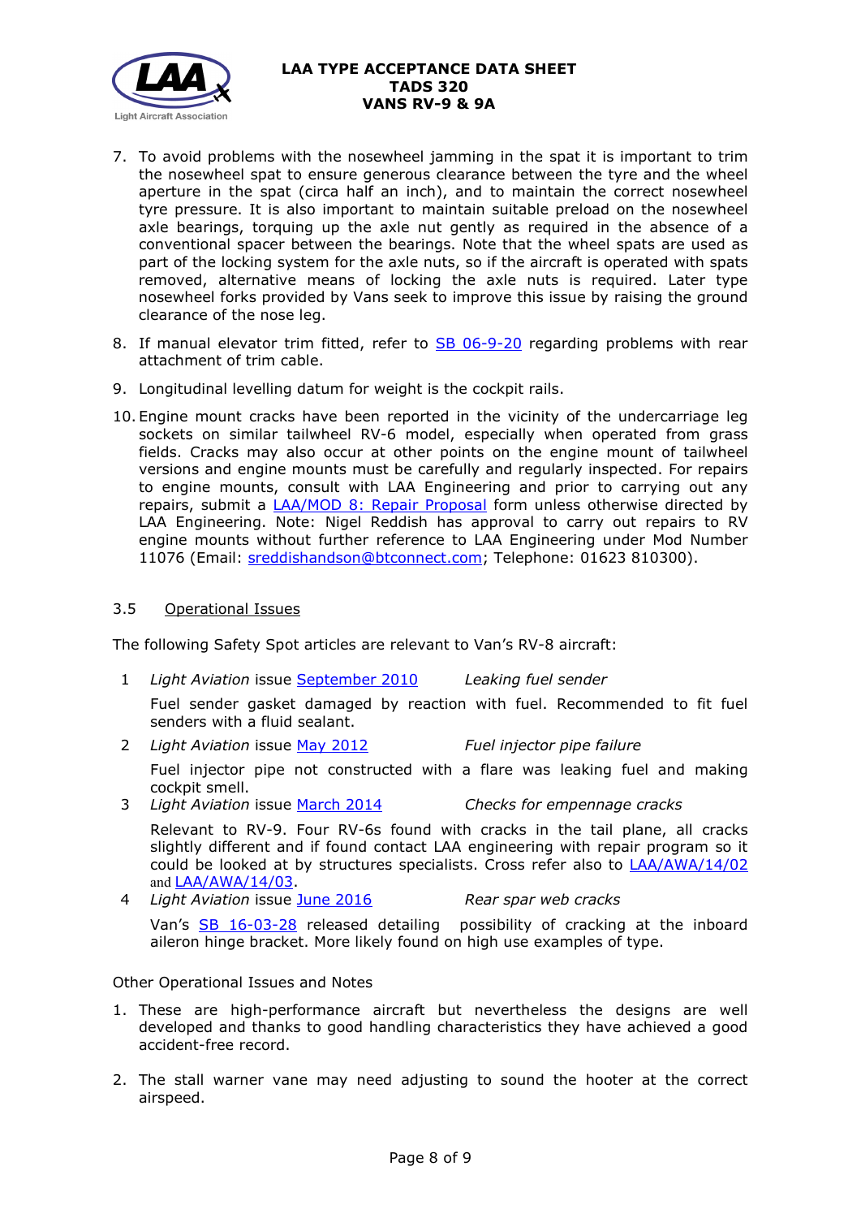7. To avoid problems with the nosewheel jamming in the spat it is important to trim the nosewheel spat to ensure generous clearance between the tyre and the wheel aperture in the spat (circa half an inch), and to maintain the correct nosewheel tyre pressure. It is also important to maintain suitable preload on the nosewheel axle bearings, torquing up the axle nut gently as required in the absence of a conventional spacer between the bearings. Note that the wheel spats are used as part of the locking system for the axle nuts, so if the aircraft is operated with spats removed, alternative means of locking the axle nuts is required. Later type nosewheel forks provided by Vans seek to improve this issue by raising the ground clearance of the nose leg.

8. If manual elevator trim fitted, refer to SB 06-9-20 regarding problems with rear attachment of trim cable.

9. Longitudinal levelling datum for weight is the cockpit rails.

10. Engine mount cracks have been reported in the vicinity of the undercarriage leg sockets on similar tailwheel RV-6 model, especially when operated from grass fields. Cracks may also occur at other points on the engine mount of tailwheel versions and engine mounts must be carefully and regularly inspected. For repairs to engine mounts, consult with LAA Engineering and prior to carrying out any repairs, submit a LAA/MOD 8: Repair Proposal form unless otherwise directed by LAA Engineering. Note: Nigel Reddish has approval to carry out repairs to RV engine mounts without further reference to LAA Engineering under Mod Number 11076 (Email: sreddishandson@btconnect.com; Telephone: 01623 810300).

### 3.5 Operational Issues

The following Safety Spot articles are relevant to Van's RV-8 aircraft:

1. *Light Aviation* issue September 2010 — *Leaking fuel sender*

   Fuel sender gasket damaged by reaction with fuel. Recommended to fit fuel senders with a fluid sealant.

2. *Light Aviation* issue May 2012 — *Fuel injector pipe failure*

   Fuel injector pipe not constructed with a flare was leaking fuel and making cockpit smell.

3. *Light Aviation* issue March 2014 — *Checks for empennage cracks*

   Relevant to RV-9. Four RV-6s found with cracks in the tail plane, all cracks slightly different and if found contact LAA engineering with repair program so it could be looked at by structures specialists. Cross refer also to LAA/AWA/14/02 and LAA/AWA/14/03.

4. *Light Aviation* issue June 2016 — *Rear spar web cracks*

   Van's SB 16-03-28 released detailing possibility of cracking at the inboard aileron hinge bracket. More likely found on high use examples of type.

Other Operational Issues and Notes

1. These are high-performance aircraft but nevertheless the designs are well developed and thanks to good handling characteristics they have achieved a good accident-free record.

2. The stall warner vane may need adjusting to sound the hooter at the correct airspeed.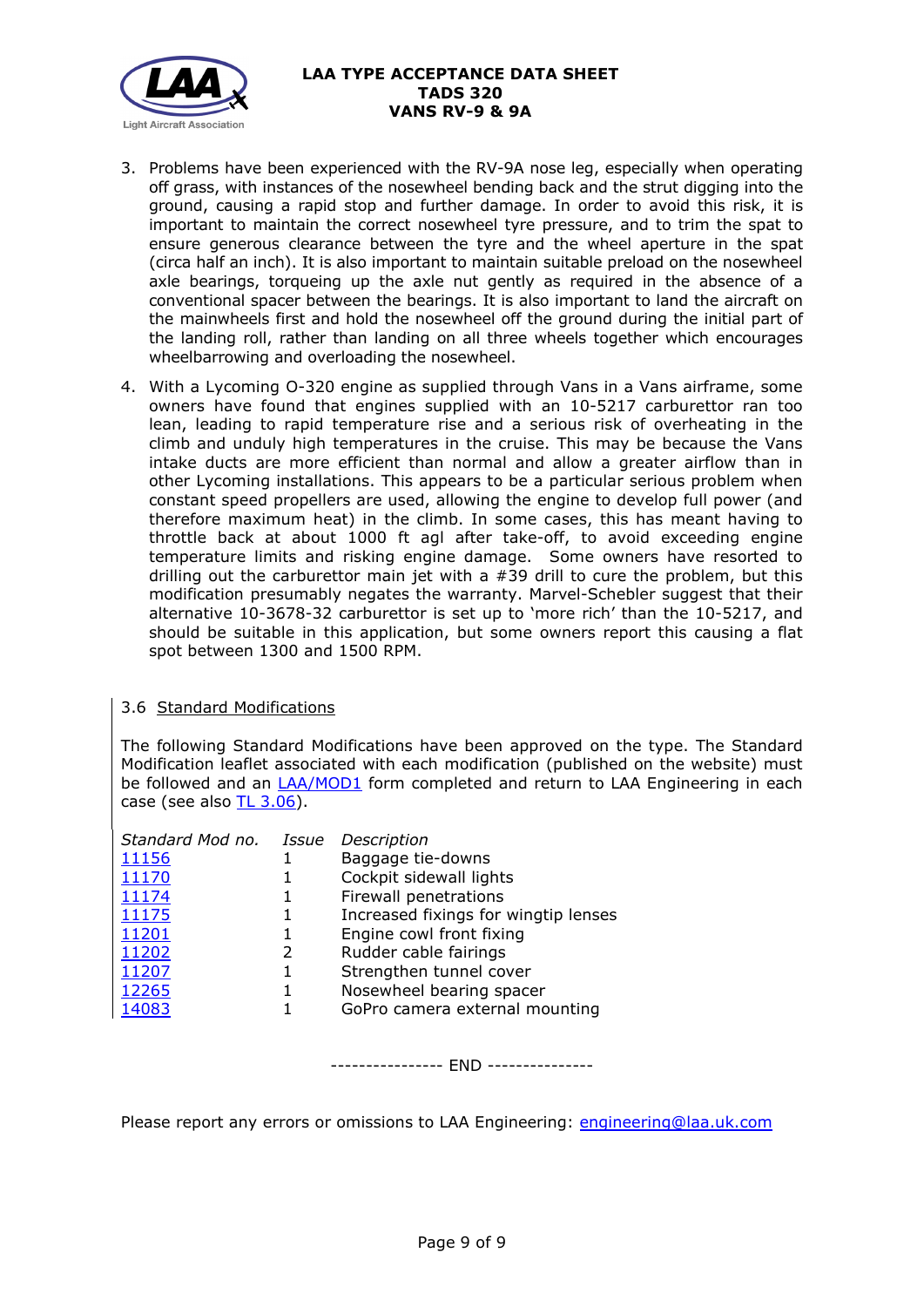3. Problems have been experienced with the RV-9A nose leg, especially when operating off grass, with instances of the nosewheel bending back and the strut digging into the ground, causing a rapid stop and further damage. In order to avoid this risk, it is important to maintain the correct nosewheel tyre pressure, and to trim the spat to ensure generous clearance between the tyre and the wheel aperture in the spat (circa half an inch). It is also important to maintain suitable preload on the nosewheel axle bearings, torqueing up the axle nut gently as required in the absence of a conventional spacer between the bearings. It is also important to land the aircraft on the mainwheels first and hold the nosewheel off the ground during the initial part of the landing roll, rather than landing on all three wheels together which encourages wheelbarrowing and overloading the nosewheel.

4. With a Lycoming O-320 engine as supplied through Vans in a Vans airframe, some owners have found that engines supplied with an 10-5217 carburettor ran too lean, leading to rapid temperature rise and a serious risk of overheating in the climb and unduly high temperatures in the cruise. This may be because the Vans intake ducts are more efficient than normal and allow a greater airflow than in other Lycoming installations. This appears to be a particular serious problem when constant speed propellers are used, allowing the engine to develop full power (and therefore maximum heat) in the climb. In some cases, this has meant having to throttle back at about 1000 ft agl after take-off, to avoid exceeding engine temperature limits and risking engine damage. Some owners have resorted to drilling out the carburettor main jet with a #39 drill to cure the problem, but this modification presumably negates the warranty. Marvel-Schebler suggest that their alternative 10-3678-32 carburettor is set up to 'more rich' than the 10-5217, and should be suitable in this application, but some owners report this causing a flat spot between 1300 and 1500 RPM.

3.6 Standard Modifications

The following Standard Modifications have been approved on the type. The Standard Modification leaflet associated with each modification (published on the website) must be followed and an LAA/MOD1 form completed and return to LAA Engineering in each case (see also TL 3.06).

| *Standard Mod no.* | *Issue* | *Description* |
|---|---|---|
| 11156 | 1 | Baggage tie-downs |
| 11170 | 1 | Cockpit sidewall lights |
| 11174 | 1 | Firewall penetrations |
| 11175 | 1 | Increased fixings for wingtip lenses |
| 11201 | 1 | Engine cowl front fixing |
| 11202 | 2 | Rudder cable fairings |
| 11207 | 1 | Strengthen tunnel cover |
| 12265 | 1 | Nosewheel bearing spacer |
| 14083 | 1 | GoPro camera external mounting |

---------------- END ---------------

Please report any errors or omissions to LAA Engineering: engineering@laa.uk.com